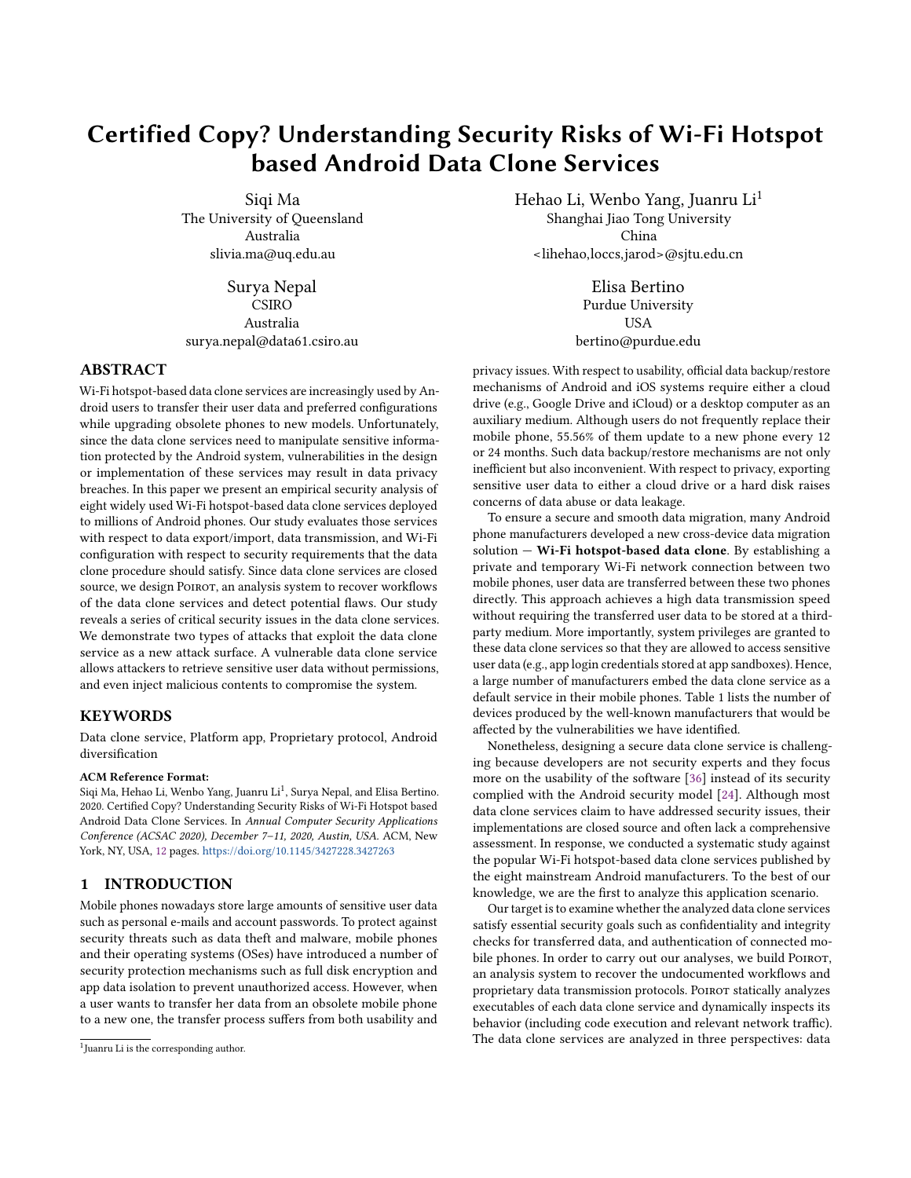# Certified Copy? Understanding Security Risks of Wi-Fi Hotspot based Android Data Clone Services

Siqi Ma
The University of Queensland
Australia
slivia.ma@uq.edu.au

Hehao Li, Wenbo Yang, Juanru Li[1]
Shanghai Jiao Tong University
China
<lihehao,loccs,jarod>@sjtu.edu.cn

Surya Nepal
CSIRO
Australia
surya.nepal@data61.csiro.au

Elisa Bertino
Purdue University
USA
bertino@purdue.edu

## ABSTRACT

Wi-Fi hotspot-based data clone services are increasingly used by Android users to transfer their user data and preferred configurations while upgrading obsolete phones to new models. Unfortunately, since the data clone services need to manipulate sensitive information protected by the Android system, vulnerabilities in the design or implementation of these services may result in data privacy breaches. In this paper we present an empirical security analysis of eight widely used Wi-Fi hotspot-based data clone services deployed to millions of Android phones. Our study evaluates those services with respect to data export/import, data transmission, and Wi-Fi configuration with respect to security requirements that the data clone procedure should satisfy. Since data clone services are closed source, we design Poirot, an analysis system to recover workflows of the data clone services and detect potential flaws. Our study reveals a series of critical security issues in the data clone services. We demonstrate two types of attacks that exploit the data clone service as a new attack surface. A vulnerable data clone service allows attackers to retrieve sensitive user data without permissions, and even inject malicious contents to compromise the system.

## KEYWORDS

Data clone service, Platform app, Proprietary protocol, Android diversification

**ACM Reference Format:**
Siqi Ma, Hehao Li, Wenbo Yang, Juanru Li[1], Surya Nepal, and Elisa Bertino. 2020. Certified Copy? Understanding Security Risks of Wi-Fi Hotspot based Android Data Clone Services. In *Annual Computer Security Applications Conference (ACSAC 2020), December 7–11, 2020, Austin, USA.* ACM, New York, NY, USA, 12 pages. https://doi.org/10.1145/3427228.3427263

## 1 INTRODUCTION

Mobile phones nowadays store large amounts of sensitive user data such as personal e-mails and account passwords. To protect against security threats such as data theft and malware, mobile phones and their operating systems (OSes) have introduced a number of security protection mechanisms such as full disk encryption and app data isolation to prevent unauthorized access. However, when a user wants to transfer her data from an obsolete mobile phone to a new one, the transfer process suffers from both usability and privacy issues. With respect to usability, official data backup/restore mechanisms of Android and iOS systems require either a cloud drive (e.g., Google Drive and iCloud) or a desktop computer as an auxiliary medium. Although users do not frequently replace their mobile phone, 55.56% of them update to a new phone every 12 or 24 months. Such data backup/restore mechanisms are not only inefficient but also inconvenient. With respect to privacy, exporting sensitive user data to either a cloud drive or a hard disk raises concerns of data abuse or data leakage.

To ensure a secure and smooth data migration, many Android phone manufacturers developed a new cross-device data migration solution — **Wi-Fi hotspot-based data clone**. By establishing a private and temporary Wi-Fi network connection between two mobile phones, user data are transferred between these two phones directly. This approach achieves a high data transmission speed without requiring the transferred user data to be stored at a third-party medium. More importantly, system privileges are granted to these data clone services so that they are allowed to access sensitive user data (e.g., app login credentials stored at app sandboxes). Hence, a large number of manufacturers embed the data clone service as a default service in their mobile phones. Table 1 lists the number of devices produced by the well-known manufacturers that would be affected by the vulnerabilities we have identified.

Nonetheless, designing a secure data clone service is challenging because developers are not security experts and they focus more on the usability of the software [36] instead of its security complied with the Android security model [24]. Although most data clone services claim to have addressed security issues, their implementations are closed source and often lack a comprehensive assessment. In response, we conducted a systematic study against the popular Wi-Fi hotspot-based data clone services published by the eight mainstream Android manufacturers. To the best of our knowledge, we are the first to analyze this application scenario.

Our target is to examine whether the analyzed data clone services satisfy essential security goals such as confidentiality and integrity checks for transferred data, and authentication of connected mobile phones. In order to carry out our analyses, we build Poirot, an analysis system to recover the undocumented workflows and proprietary data transmission protocols. Poirot statically analyzes executables of each data clone service and dynamically inspects its behavior (including code execution and relevant network traffic). The data clone services are analyzed in three perspectives: data

[1] Juanru Li is the corresponding author.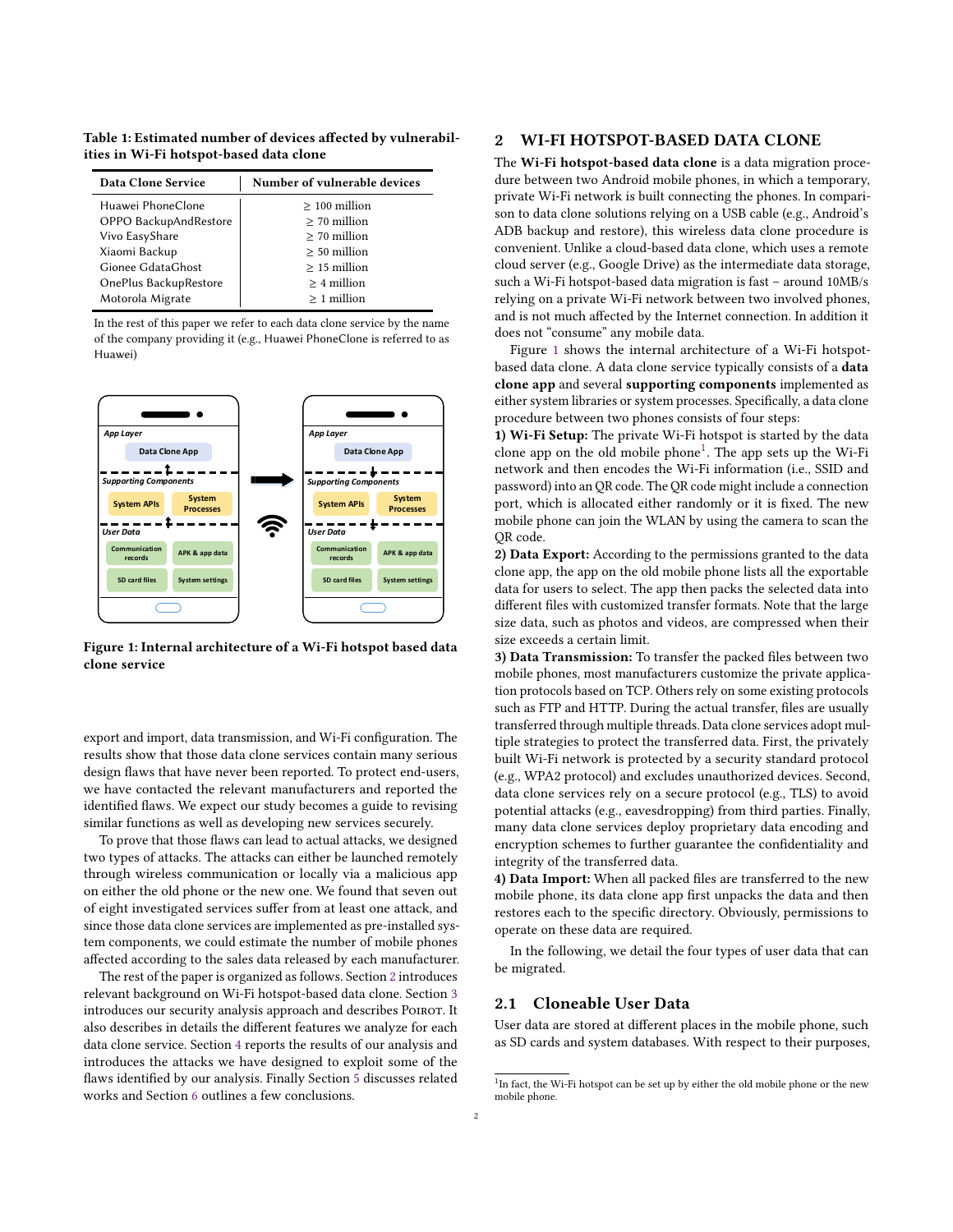Table 1: Estimated number of devices affected by vulnerabilities in Wi-Fi hotspot-based data clone

| Data Clone Service | Number of vulnerable devices |
|---|---|
| Huawei PhoneClone | ≥ 100 million |
| OPPO BackupAndRestore | ≥ 70 million |
| Vivo EasyShare | ≥ 70 million |
| Xiaomi Backup | ≥ 50 million |
| Gionee GdataGhost | ≥ 15 million |
| OnePlus BackupRestore | ≥ 4 million |
| Motorola Migrate | ≥ 1 million |

In the rest of this paper we refer to each data clone service by the name of the company providing it (e.g., Huawei PhoneClone is referred to as Huawei)

**Figure 1: Internal architecture of a Wi-Fi hotspot based data clone service**

export and import, data transmission, and Wi-Fi configuration. The results show that those data clone services contain many serious design flaws that have never been reported. To protect end-users, we have contacted the relevant manufacturers and reported the identified flaws. We expect our study becomes a guide to revising similar functions as well as developing new services securely.

To prove that those flaws can lead to actual attacks, we designed two types of attacks. The attacks can either be launched remotely through wireless communication or locally via a malicious app on either the old phone or the new one. We found that seven out of eight investigated services suffer from at least one attack, and since those data clone services are implemented as pre-installed system components, we could estimate the number of mobile phones affected according to the sales data released by each manufacturer.

The rest of the paper is organized as follows. Section 2 introduces relevant background on Wi-Fi hotspot-based data clone. Section 3 introduces our security analysis approach and describes Poirot. It also describes in details the different features we analyze for each data clone service. Section 4 reports the results of our analysis and introduces the attacks we have designed to exploit some of the flaws identified by our analysis. Finally Section 5 discusses related works and Section 6 outlines a few conclusions.

## 2 WI-FI HOTSPOT-BASED DATA CLONE

The **Wi-Fi hotspot-based data clone** is a data migration procedure between two Android mobile phones, in which a temporary, private Wi-Fi network is built connecting the phones. In comparison to data clone solutions relying on a USB cable (e.g., Android's ADB backup and restore), this wireless data clone procedure is convenient. Unlike a cloud-based data clone, which uses a remote cloud server (e.g., Google Drive) as the intermediate data storage, such a Wi-Fi hotspot-based data migration is fast – around 10MB/s relying on a private Wi-Fi network between two involved phones, and is not much affected by the Internet connection. In addition it does not "consume" any mobile data.

Figure 1 shows the internal architecture of a Wi-Fi hotspot-based data clone. A data clone service typically consists of a **data clone app** and several **supporting components** implemented as either system libraries or system processes. Specifically, a data clone procedure between two phones consists of four steps:

**1) Wi-Fi Setup:** The private Wi-Fi hotspot is started by the data clone app on the old mobile phone[1]. The app sets up the Wi-Fi network and then encodes the Wi-Fi information (i.e., SSID and password) into an QR code. The QR code might include a connection port, which is allocated either randomly or it is fixed. The new mobile phone can join the WLAN by using the camera to scan the QR code.

**2) Data Export:** According to the permissions granted to the data clone app, the app on the old mobile phone lists all the exportable data for users to select. The app then packs the selected data into different files with customized transfer formats. Note that the large size data, such as photos and videos, are compressed when their size exceeds a certain limit.

**3) Data Transmission:** To transfer the packed files between two mobile phones, most manufacturers customize the private application protocols based on TCP. Others rely on some existing protocols such as FTP and HTTP. During the actual transfer, files are usually transferred through multiple threads. Data clone services adopt multiple strategies to protect the transferred data. First, the privately built Wi-Fi network is protected by a security standard protocol (e.g., WPA2 protocol) and excludes unauthorized devices. Second, data clone services rely on a secure protocol (e.g., TLS) to avoid potential attacks (e.g., eavesdropping) from third parties. Finally, many data clone services deploy proprietary data encoding and encryption schemes to further guarantee the confidentiality and integrity of the transferred data.

**4) Data Import:** When all packed files are transferred to the new mobile phone, its data clone app first unpacks the data and then restores each to the specific directory. Obviously, permissions to operate on these data are required.

In the following, we detail the four types of user data that can be migrated.

### 2.1 Cloneable User Data

User data are stored at different places in the mobile phone, such as SD cards and system databases. With respect to their purposes,

[1] In fact, the Wi-Fi hotspot can be set up by either the old mobile phone or the new mobile phone.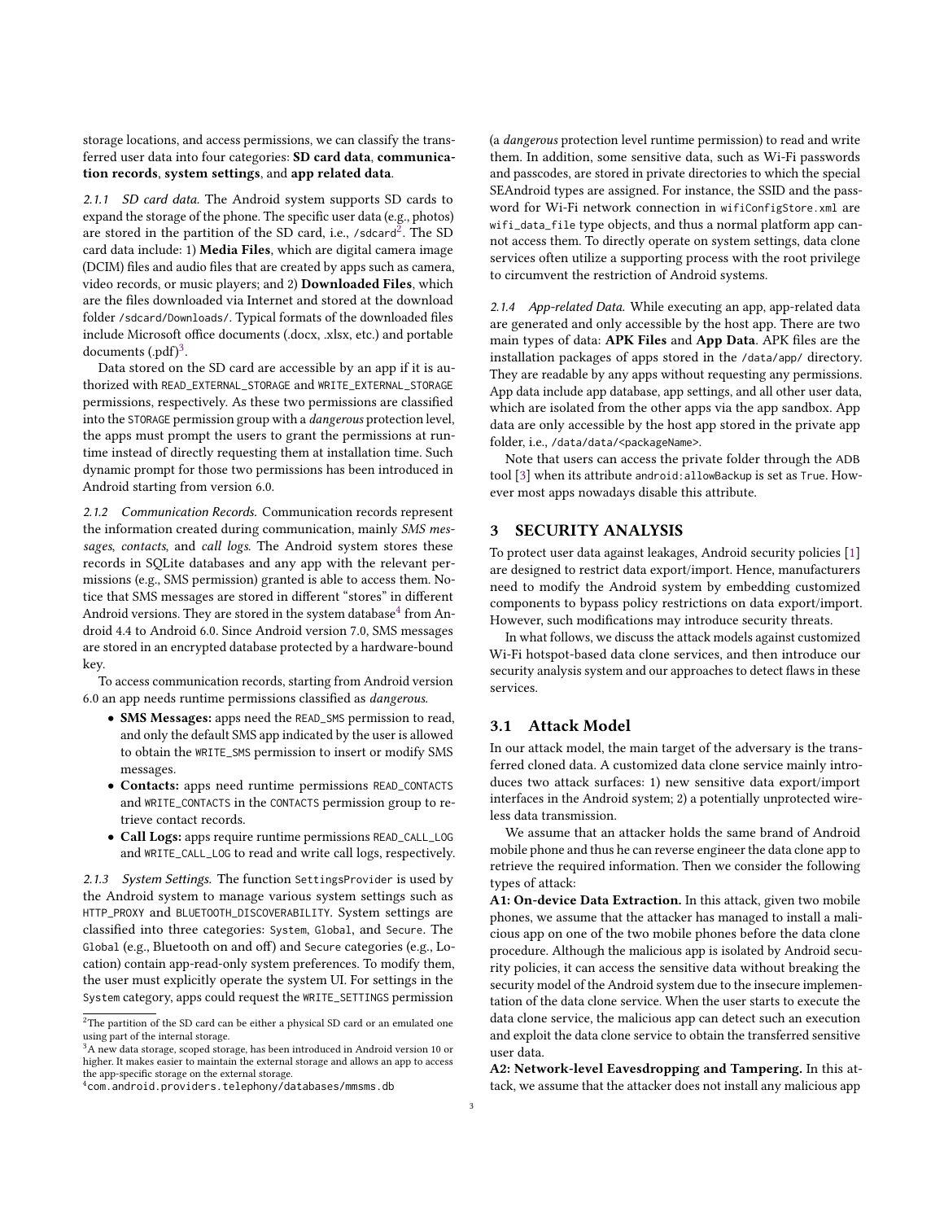storage locations, and access permissions, we can classify the transferred user data into four categories: **SD card data**, **communication records**, **system settings**, and **app related data**.

#### 2.1.1 SD card data.

The Android system supports SD cards to expand the storage of the phone. The specific user data (e.g., photos) are stored in the partition of the SD card, i.e., /sdcard[2]. The SD card data include: 1) **Media Files**, which are digital camera image (DCIM) files and audio files that are created by apps such as camera, video records, or music players; and 2) **Downloaded Files**, which are the files downloaded via Internet and stored at the download folder /sdcard/Downloads/. Typical formats of the downloaded files include Microsoft office documents (.docx, .xlsx, etc.) and portable documents (.pdf)[3].

Data stored on the SD card are accessible by an app if it is authorized with READ_EXTERNAL_STORAGE and WRITE_EXTERNAL_STORAGE permissions, respectively. As these two permissions are classified into the STORAGE permission group with a *dangerous* protection level, the apps must prompt the users to grant the permissions at runtime instead of directly requesting them at installation time. Such dynamic prompt for those two permissions has been introduced in Android starting from version 6.0.

#### 2.1.2 Communication Records.

Communication records represent the information created during communication, mainly *SMS messages*, *contacts*, and *call logs*. The Android system stores these records in SQLite databases and any app with the relevant permissions (e.g., SMS permission) granted is able to access them. Notice that SMS messages are stored in different "stores" in different Android versions. They are stored in the system database[4] from Android 4.4 to Android 6.0. Since Android version 7.0, SMS messages are stored in an encrypted database protected by a hardware-bound key.

To access communication records, starting from Android version 6.0 an app needs runtime permissions classified as *dangerous*.

- **SMS Messages:** apps need the READ_SMS permission to read, and only the default SMS app indicated by the user is allowed to obtain the WRITE_SMS permission to insert or modify SMS messages.
- **Contacts:** apps need runtime permissions READ_CONTACTS and WRITE_CONTACTS in the CONTACTS permission group to retrieve contact records.
- **Call Logs:** apps require runtime permissions READ_CALL_LOG and WRITE_CALL_LOG to read and write call logs, respectively.

#### 2.1.3 System Settings.

The function SettingsProvider is used by the Android system to manage various system settings such as HTTP_PROXY and BLUETOOTH_DISCOVERABILITY. System settings are classified into three categories: System, Global, and Secure. The Global (e.g., Bluetooth on and off) and Secure categories (e.g., Location) contain app-read-only system preferences. To modify them, the user must explicitly operate the system UI. For settings in the System category, apps could request the WRITE_SETTINGS permission (a *dangerous* protection level runtime permission) to read and write them. In addition, some sensitive data, such as Wi-Fi passwords and passcodes, are stored in private directories to which the special SEAndroid types are assigned. For instance, the SSID and the password for Wi-Fi network connection in wifiConfigStore.xml are wifi_data_file type objects, and thus a normal platform app cannot access them. To directly operate on system settings, data clone services often utilize a supporting process with the root privilege to circumvent the restriction of Android systems.

#### 2.1.4 App-related Data.

While executing an app, app-related data are generated and only accessible by the host app. There are two main types of data: **APK Files** and **App Data**. APK files are the installation packages of apps stored in the /data/app/ directory. They are readable by any apps without requesting any permissions. App data include app database, app settings, and all other user data, which are isolated from the other apps via the app sandbox. App data are only accessible by the host app stored in the private app folder, i.e., /data/data/<packageName>.

Note that users can access the private folder through the ADB tool [3] when its attribute android:allowBackup is set as True. However most apps nowadays disable this attribute.

## 3 SECURITY ANALYSIS

To protect user data against leakages, Android security policies [1] are designed to restrict data export/import. Hence, manufacturers need to modify the Android system by embedding customized components to bypass policy restrictions on data export/import. However, such modifications may introduce security threats.

In what follows, we discuss the attack models against customized Wi-Fi hotspot-based data clone services, and then introduce our security analysis system and our approaches to detect flaws in these services.

### 3.1 Attack Model

In our attack model, the main target of the adversary is the transferred cloned data. A customized data clone service mainly introduces two attack surfaces: 1) new sensitive data export/import interfaces in the Android system; 2) a potentially unprotected wireless data transmission.

We assume that an attacker holds the same brand of Android mobile phone and thus he can reverse engineer the data clone app to retrieve the required information. Then we consider the following types of attack:

**A1: On-device Data Extraction.** In this attack, given two mobile phones, we assume that the attacker has managed to install a malicious app on one of the two mobile phones before the data clone procedure. Although the malicious app is isolated by Android security policies, it can access the sensitive data without breaking the security model of the Android system due to the insecure implementation of the data clone service. When the user starts to execute the data clone service, the malicious app can detect such an execution and exploit the data clone service to obtain the transferred sensitive user data.

**A2: Network-level Eavesdropping and Tampering.** In this attack, we assume that the attacker does not install any malicious app

---

[2] The partition of the SD card can be either a physical SD card or an emulated one using part of the internal storage.

[3] A new data storage, scoped storage, has been introduced in Android version 10 or higher. It makes easier to maintain the external storage and allows an app to access the app-specific storage on the external storage.

[4] com.android.providers.telephony/databases/mmsms.db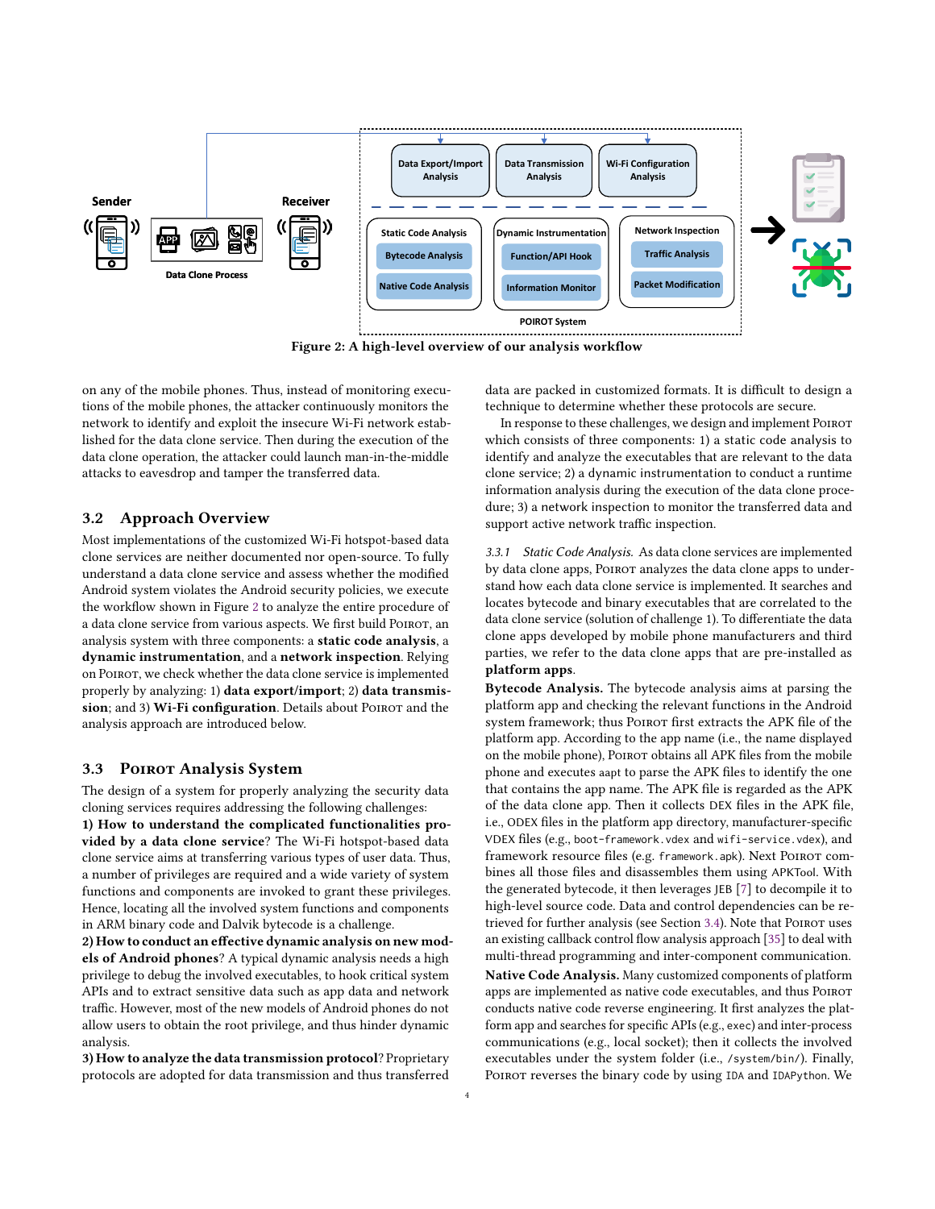Figure 2: A high-level overview of our analysis workflow

on any of the mobile phones. Thus, instead of monitoring executions of the mobile phones, the attacker continuously monitors the network to identify and exploit the insecure Wi-Fi network established for the data clone service. Then during the execution of the data clone operation, the attacker could launch man-in-the-middle attacks to eavesdrop and tamper the transferred data.

## 3.2 Approach Overview

Most implementations of the customized Wi-Fi hotspot-based data clone services are neither documented nor open-source. To fully understand a data clone service and assess whether the modified Android system violates the Android security policies, we execute the workflow shown in Figure 2 to analyze the entire procedure of a data clone service from various aspects. We first build Poirot, an analysis system with three components: a **static code analysis**, a **dynamic instrumentation**, and a **network inspection**. Relying on Poirot, we check whether the data clone service is implemented properly by analyzing: 1) **data export/import**; 2) **data transmission**; and 3) **Wi-Fi configuration**. Details about Poirot and the analysis approach are introduced below.

## 3.3 Poirot Analysis System

The design of a system for properly analyzing the security data cloning services requires addressing the following challenges:

**1) How to understand the complicated functionalities provided by a data clone service**? The Wi-Fi hotspot-based data clone service aims at transferring various types of user data. Thus, a number of privileges are required and a wide variety of system functions and components are invoked to grant these privileges. Hence, locating all the involved system functions and components in ARM binary code and Dalvik bytecode is a challenge.

**2) How to conduct an effective dynamic analysis on new models of Android phones**? A typical dynamic analysis needs a high privilege to debug the involved executables, to hook critical system APIs and to extract sensitive data such as app data and network traffic. However, most of the new models of Android phones do not allow users to obtain the root privilege, and thus hinder dynamic analysis.

**3) How to analyze the data transmission protocol**? Proprietary protocols are adopted for data transmission and thus transferred data are packed in customized formats. It is difficult to design a technique to determine whether these protocols are secure.

In response to these challenges, we design and implement Poirot which consists of three components: 1) a static code analysis to identify and analyze the executables that are relevant to the data clone service; 2) a dynamic instrumentation to conduct a runtime information analysis during the execution of the data clone procedure; 3) a network inspection to monitor the transferred data and support active network traffic inspection.

### 3.3.1 Static Code Analysis.

As data clone services are implemented by data clone apps, Poirot analyzes the data clone apps to understand how each data clone service is implemented. It searches and locates bytecode and binary executables that are correlated to the data clone service (solution of challenge 1). To differentiate the data clone apps developed by mobile phone manufacturers and third parties, we refer to the data clone apps that are pre-installed as **platform apps**.

**Bytecode Analysis.** The bytecode analysis aims at parsing the platform app and checking the relevant functions in the Android system framework; thus Poirot first extracts the APK file of the platform app. According to the app name (i.e., the name displayed on the mobile phone), Poirot obtains all APK files from the mobile phone and executes aapt to parse the APK files to identify the one that contains the app name. The APK file is regarded as the APK of the data clone app. Then it collects DEX files in the APK file, i.e., ODEX files in the platform app directory, manufacturer-specific VDEX files (e.g., boot-framework.vdex and wifi-service.vdex), and framework resource files (e.g. framework.apk). Next Poirot combines all those files and disassembles them using APKTool. With the generated bytecode, it then leverages JEB [7] to decompile it to high-level source code. Data and control dependencies can be retrieved for further analysis (see Section 3.4). Note that Poirot uses an existing callback control flow analysis approach [35] to deal with multi-thread programming and inter-component communication.

**Native Code Analysis.** Many customized components of platform apps are implemented as native code executables, and thus Poirot conducts native code reverse engineering. It first analyzes the platform app and searches for specific APIs (e.g., exec) and inter-process communications (e.g., local socket); then it collects the involved executables under the system folder (i.e., /system/bin/). Finally, Poirot reverses the binary code by using IDA and IDAPython. We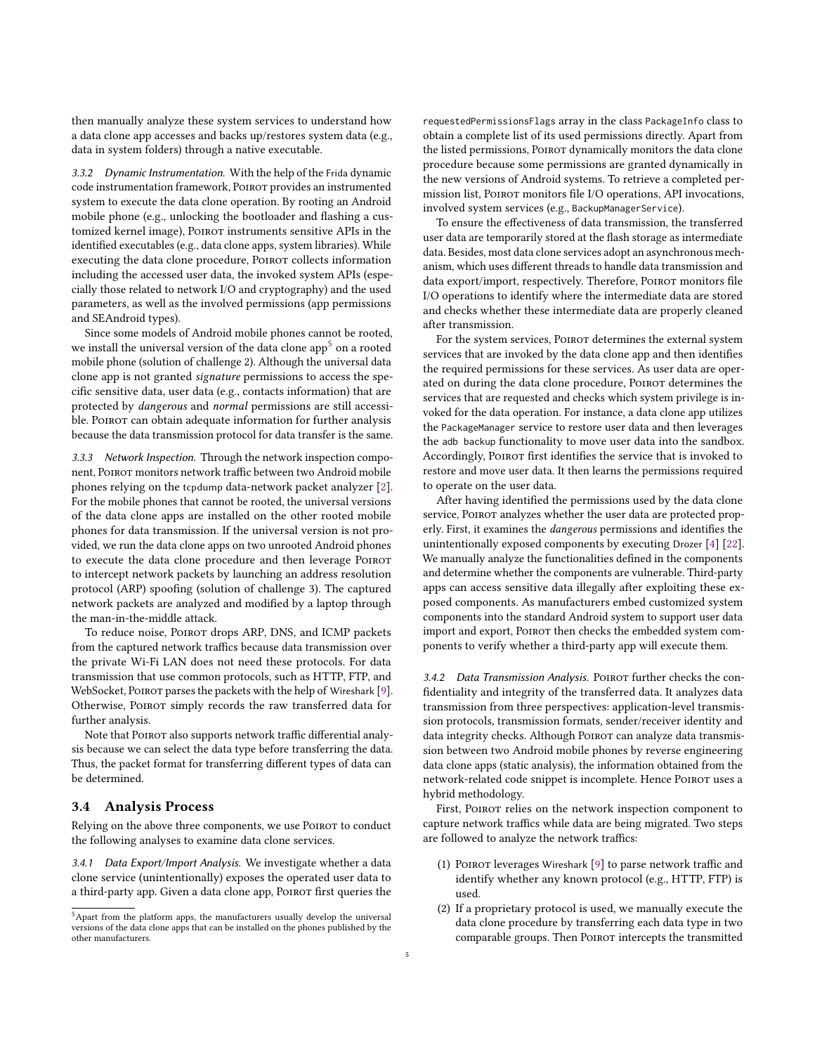then manually analyze these system services to understand how a data clone app accesses and backs up/restores system data (e.g., data in system folders) through a native executable.

#### 3.3.2 Dynamic Instrumentation.

With the help of the Frida dynamic code instrumentation framework, Poirot provides an instrumented system to execute the data clone operation. By rooting an Android mobile phone (e.g., unlocking the bootloader and flashing a customized kernel image), Poirot instruments sensitive APIs in the identified executables (e.g., data clone apps, system libraries). While executing the data clone procedure, Poirot collects information including the accessed user data, the invoked system APIs (especially those related to network I/O and cryptography) and the used parameters, as well as the involved permissions (app permissions and SEAndroid types).

Since some models of Android mobile phones cannot be rooted, we install the universal version of the data clone app[5] on a rooted mobile phone (solution of challenge 2). Although the universal data clone app is not granted *signature* permissions to access the specific sensitive data, user data (e.g., contacts information) that are protected by *dangerous* and *normal* permissions are still accessible. Poirot can obtain adequate information for further analysis because the data transmission protocol for data transfer is the same.

#### 3.3.3 Network Inspection.

Through the network inspection component, Poirot monitors network traffic between two Android mobile phones relying on the tcpdump data-network packet analyzer [2]. For the mobile phones that cannot be rooted, the universal versions of the data clone apps are installed on the other rooted mobile phones for data transmission. If the universal version is not provided, we run the data clone apps on two unrooted Android phones to execute the data clone procedure and then leverage Poirot to intercept network packets by launching an address resolution protocol (ARP) spoofing (solution of challenge 3). The captured network packets are analyzed and modified by a laptop through the man-in-the-middle attack.

To reduce noise, Poirot drops ARP, DNS, and ICMP packets from the captured network traffics because data transmission over the private Wi-Fi LAN does not need these protocols. For data transmission that use common protocols, such as HTTP, FTP, and WebSocket, Poirot parses the packets with the help of Wireshark [9]. Otherwise, Poirot simply records the raw transferred data for further analysis.

Note that Poirot also supports network traffic differential analysis because we can select the data type before transferring the data. Thus, the packet format for transferring different types of data can be determined.

### 3.4 Analysis Process

Relying on the above three components, we use Poirot to conduct the following analyses to examine data clone services.

#### 3.4.1 Data Export/Import Analysis.

We investigate whether a data clone service (unintentionally) exposes the operated user data to a third-party app. Given a data clone app, Poirot first queries the requestedPermissionsFlags array in the class PackageInfo class to obtain a complete list of its used permissions directly. Apart from the listed permissions, Poirot dynamically monitors the data clone procedure because some permissions are granted dynamically in the new versions of Android systems. To retrieve a completed permission list, Poirot monitors file I/O operations, API invocations, involved system services (e.g., BackupManagerService).

To ensure the effectiveness of data transmission, the transferred user data are temporarily stored at the flash storage as intermediate data. Besides, most data clone services adopt an asynchronous mechanism, which uses different threads to handle data transmission and data export/import, respectively. Therefore, Poirot monitors file I/O operations to identify where the intermediate data are stored and checks whether these intermediate data are properly cleaned after transmission.

For the system services, Poirot determines the external system services that are invoked by the data clone app and then identifies the required permissions for these services. As user data are operated on during the data clone procedure, Poirot determines the services that are requested and checks which system privilege is invoked for the data operation. For instance, a data clone app utilizes the PackageManager service to restore user data and then leverages the adb backup functionality to move user data into the sandbox. Accordingly, Poirot first identifies the service that is invoked to restore and move user data. It then learns the permissions required to operate on the user data.

After having identified the permissions used by the data clone service, Poirot analyzes whether the user data are protected properly. First, it examines the *dangerous* permissions and identifies the unintentionally exposed components by executing Drozer [4] [22]. We manually analyze the functionalities defined in the components and determine whether the components are vulnerable. Third-party apps can access sensitive data illegally after exploiting these exposed components. As manufacturers embed customized system components into the standard Android system to support user data import and export, Poirot then checks the embedded system components to verify whether a third-party app will execute them.

#### 3.4.2 Data Transmission Analysis.

Poirot further checks the confidentiality and integrity of the transferred data. It analyzes data transmission from three perspectives: application-level transmission protocols, transmission formats, sender/receiver identity and data integrity checks. Although Poirot can analyze data transmission between two Android mobile phones by reverse engineering data clone apps (static analysis), the information obtained from the network-related code snippet is incomplete. Hence Poirot uses a hybrid methodology.

First, Poirot relies on the network inspection component to capture network traffics while data are being migrated. Two steps are followed to analyze the network traffics:

(1) Poirot leverages Wireshark [9] to parse network traffic and identify whether any known protocol (e.g., HTTP, FTP) is used.
(2) If a proprietary protocol is used, we manually execute the data clone procedure by transferring each data type in two comparable groups. Then Poirot intercepts the transmitted

[5] Apart from the platform apps, the manufacturers usually develop the universal versions of the data clone apps that can be installed on the phones published by the other manufacturers.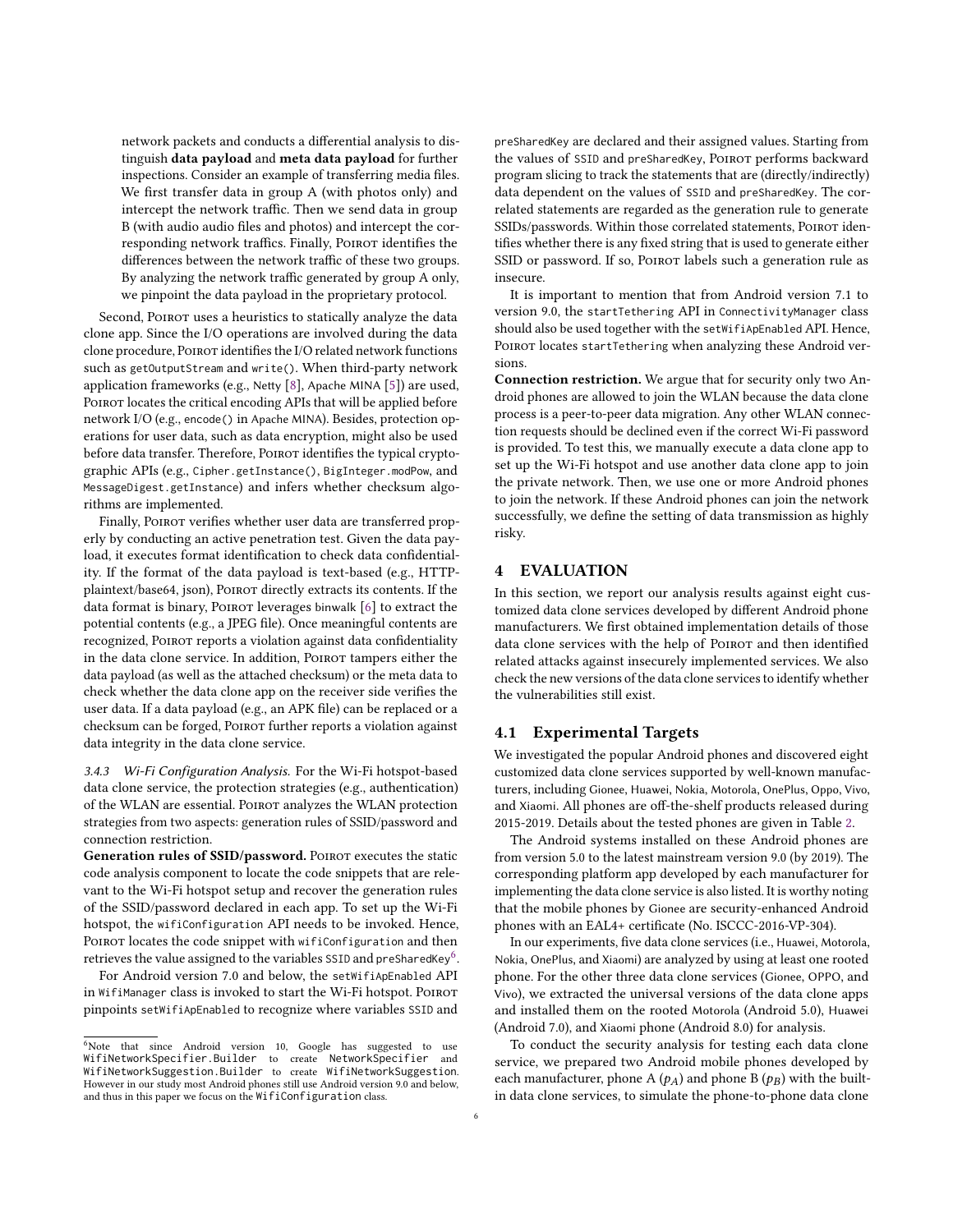network packets and conducts a differential analysis to distinguish **data payload** and **meta data payload** for further inspections. Consider an example of transferring media files. We first transfer data in group A (with photos only) and intercept the network traffic. Then we send data in group B (with audio audio files and photos) and intercept the corresponding network traffics. Finally, Poirot identifies the differences between the network traffic of these two groups. By analyzing the network traffic generated by group A only, we pinpoint the data payload in the proprietary protocol.

Second, Poirot uses a heuristics to statically analyze the data clone app. Since the I/O operations are involved during the data clone procedure, Poirot identifies the I/O related network functions such as `getOutputStream` and `write()`. When third-party network application frameworks (e.g., Netty [8], Apache MINA [5]) are used, Poirot locates the critical encoding APIs that will be applied before network I/O (e.g., `encode()` in Apache MINA). Besides, protection operations for user data, such as data encryption, might also be used before data transfer. Therefore, Poirot identifies the typical cryptographic APIs (e.g., `Cipher.getInstance()`, `BigInteger.modPow`, and `MessageDigest.getInstance`) and infers whether checksum algorithms are implemented.

Finally, Poirot verifies whether user data are transferred properly by conducting an active penetration test. Given the data payload, it executes format identification to check data confidentiality. If the format of the data payload is text-based (e.g., HTTP-plaintext/base64, json), Poirot directly extracts its contents. If the data format is binary, Poirot leverages binwalk [6] to extract the potential contents (e.g., a JPEG file). Once meaningful contents are recognized, Poirot reports a violation against data confidentiality in the data clone service. In addition, Poirot tampers either the data payload (as well as the attached checksum) or the meta data to check whether the data clone app on the receiver side verifies the user data. If a data payload (e.g., an APK file) can be replaced or a checksum can be forged, Poirot further reports a violation against data integrity in the data clone service.

*3.4.3 Wi-Fi Configuration Analysis.* For the Wi-Fi hotspot-based data clone service, the protection strategies (e.g., authentication) of the WLAN are essential. Poirot analyzes the WLAN protection strategies from two aspects: generation rules of SSID/password and connection restriction.

**Generation rules of SSID/password.** Poirot executes the static code analysis component to locate the code snippets that are relevant to the Wi-Fi hotspot setup and recover the generation rules of the SSID/password declared in each app. To set up the Wi-Fi hotspot, the `wifiConfiguration` API needs to be invoked. Hence, Poirot locates the code snippet with `wifiConfiguration` and then retrieves the value assigned to the variables `SSID` and `preSharedKey`[6].

For Android version 7.0 and below, the `setWifiApEnabled` API in `WifiManager` class is invoked to start the Wi-Fi hotspot. Poirot pinpoints `setWifiApEnabled` to recognize where variables `SSID` and `preSharedKey` are declared and their assigned values. Starting from the values of `SSID` and `preSharedKey`, Poirot performs backward program slicing to track the statements that are (directly/indirectly) data dependent on the values of `SSID` and `preSharedKey`. The correlated statements are regarded as the generation rule to generate SSIDs/passwords. Within those correlated statements, Poirot identifies whether there is any fixed string that is used to generate either SSID or password. If so, Poirot labels such a generation rule as insecure.

It is important to mention that from Android version 7.1 to version 9.0, the `startTethering` API in `ConnectivityManager` class should also be used together with the `setWifiApEnabled` API. Hence, Poirot locates `startTethering` when analyzing these Android versions.

**Connection restriction.** We argue that for security only two Android phones are allowed to join the WLAN because the data clone process is a peer-to-peer data migration. Any other WLAN connection requests should be declined even if the correct Wi-Fi password is provided. To test this, we manually execute a data clone app to set up the Wi-Fi hotspot and use another data clone app to join the private network. Then, we use one or more Android phones to join the network. If these Android phones can join the network successfully, we define the setting of data transmission as highly risky.

# 4 EVALUATION

In this section, we report our analysis results against eight customized data clone services developed by different Android phone manufacturers. We first obtained implementation details of those data clone services with the help of Poirot and then identified related attacks against insecurely implemented services. We also check the new versions of the data clone services to identify whether the vulnerabilities still exist.

## 4.1 Experimental Targets

We investigated the popular Android phones and discovered eight customized data clone services supported by well-known manufacturers, including Gionee, Huawei, Nokia, Motorola, OnePlus, Oppo, Vivo, and Xiaomi. All phones are off-the-shelf products released during 2015-2019. Details about the tested phones are given in Table 2.

The Android systems installed on these Android phones are from version 5.0 to the latest mainstream version 9.0 (by 2019). The corresponding platform app developed by each manufacturer for implementing the data clone service is also listed. It is worthy noting that the mobile phones by Gionee are security-enhanced Android phones with an EAL4+ certificate (No. ISCCC-2016-VP-304).

In our experiments, five data clone services (i.e., Huawei, Motorola, Nokia, OnePlus, and Xiaomi) are analyzed by using at least one rooted phone. For the other three data clone services (Gionee, OPPO, and Vivo), we extracted the universal versions of the data clone apps and installed them on the rooted Motorola (Android 5.0), Huawei (Android 7.0), and Xiaomi phone (Android 8.0) for analysis.

To conduct the security analysis for testing each data clone service, we prepared two Android mobile phones developed by each manufacturer, phone A ($p_A$) and phone B ($p_B$) with the built-in data clone services, to simulate the phone-to-phone data clone

[6] Note that since Android version 10, Google has suggested to use `WifiNetworkSpecifier.Builder` to create `NetworkSpecifier` and `WifiNetworkSuggestion.Builder` to create `WifiNetworkSuggestion`. However in our study most Android phones still use Android version 9.0 and below, and thus in this paper we focus on the `WifiConfiguration` class.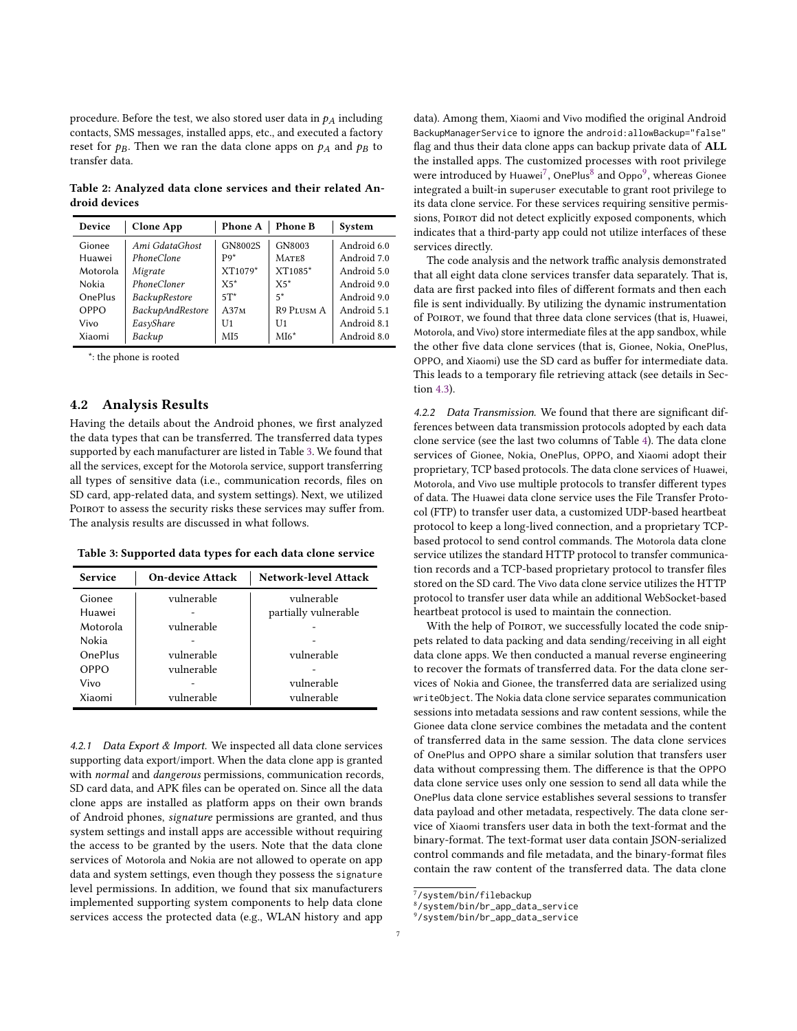procedure. Before the test, we also stored user data in $p_A$ including contacts, SMS messages, installed apps, etc., and executed a factory reset for $p_B$. Then we ran the data clone apps on $p_A$ and $p_B$ to transfer data.

**Table 2: Analyzed data clone services and their related Android devices**

| Device | Clone App | Phone A | Phone B | System |
|---|---|---|---|---|
| Gionee | *Ami GdataGhost* | GN8002S | GN8003 | Android 6.0 |
| Huawei | *PhoneClone* | P9* | Mate8 | Android 7.0 |
| Motorola | *Migrate* | XT1079* | XT1085* | Android 5.0 |
| Nokia | *PhoneCloner* | X5* | X5* | Android 9.0 |
| OnePlus | *BackupRestore* | 5T* | 5* | Android 9.0 |
| OPPO | *BackupAndRestore* | A37m | R9 Plusm A | Android 5.1 |
| Vivo | *EasyShare* | U1 | U1 | Android 8.1 |
| Xiaomi | *Backup* | MI5 | MI6* | Android 8.0 |

*: the phone is rooted

## 4.2 Analysis Results

Having the details about the Android phones, we first analyzed the data types that can be transferred. The transferred data types supported by each manufacturer are listed in Table 3. We found that all the services, except for the Motorola service, support transferring all types of sensitive data (i.e., communication records, files on SD card, app-related data, and system settings). Next, we utilized Poirot to assess the security risks these services may suffer from. The analysis results are discussed in what follows.

**Table 3: Supported data types for each data clone service**

| Service | On-device Attack | Network-level Attack |
|---|---|---|
| Gionee | vulnerable | vulnerable |
| Huawei | - | partially vulnerable |
| Motorola | vulnerable | - |
| Nokia | - | - |
| OnePlus | vulnerable | vulnerable |
| OPPO | vulnerable | - |
| Vivo | - | vulnerable |
| Xiaomi | vulnerable | vulnerable |

*4.2.1 Data Export & Import.* We inspected all data clone services supporting data export/import. When the data clone app is granted with *normal* and *dangerous* permissions, communication records, SD card data, and APK files can be operated on. Since all the data clone apps are installed as platform apps on their own brands of Android phones, *signature* permissions are granted, and thus system settings and install apps are accessible without requiring the access to be granted by the users. Note that the data clone services of Motorola and Nokia are not allowed to operate on app data and system settings, even though they possess the `signature` level permissions. In addition, we found that six manufacturers implemented supporting system components to help data clone services access the protected data (e.g., WLAN history and app data). Among them, Xiaomi and Vivo modified the original Android `BackupManagerService` to ignore the `android:allowBackup="false"` flag and thus their data clone apps can backup private data of **ALL** the installed apps. The customized processes with root privilege were introduced by Huawei[7], OnePlus[8] and Oppo[9], whereas Gionee integrated a built-in `superuser` executable to grant root privilege to its data clone service. For these services requiring sensitive permissions, Poirot did not detect explicitly exposed components, which indicates that a third-party app could not utilize interfaces of these services directly.

The code analysis and the network traffic analysis demonstrated that all eight data clone services transfer data separately. That is, data are first packed into files of different formats and then each file is sent individually. By utilizing the dynamic instrumentation of Poirot, we found that three data clone services (that is, Huawei, Motorola, and Vivo) store intermediate files at the app sandbox, while the other five data clone services (that is, Gionee, Nokia, OnePlus, OPPO, and Xiaomi) use the SD card as buffer for intermediate data. This leads to a temporary file retrieving attack (see details in Section 4.3).

*4.2.2 Data Transmission.* We found that there are significant differences between data transmission protocols adopted by each data clone service (see the last two columns of Table 4). The data clone services of Gionee, Nokia, OnePlus, OPPO, and Xiaomi adopt their proprietary, TCP based protocols. The data clone services of Huawei, Motorola, and Vivo use multiple protocols to transfer different types of data. The Huawei data clone service uses the File Transfer Protocol (FTP) to transfer user data, a customized UDP-based heartbeat protocol to keep a long-lived connection, and a proprietary TCP-based protocol to send control commands. The Motorola data clone service utilizes the standard HTTP protocol to transfer communication records and a TCP-based proprietary protocol to transfer files stored on the SD card. The Vivo data clone service utilizes the HTTP protocol to transfer user data while an additional WebSocket-based heartbeat protocol is used to maintain the connection.

With the help of Poirot, we successfully located the code snippets related to data packing and data sending/receiving in all eight data clone apps. We then conducted a manual reverse engineering to recover the formats of transferred data. For the data clone services of Nokia and Gionee, the transferred data are serialized using `writeObject`. The Nokia data clone service separates communication sessions into metadata sessions and raw content sessions, while the Gionee data clone service combines the metadata and the content of transferred data in the same session. The data clone services of OnePlus and OPPO share a similar solution that transfers user data without compressing them. The difference is that the OPPO data clone service uses only one session to send all data while the OnePlus data clone service establishes several sessions to transfer data payload and other metadata, respectively. The data clone service of Xiaomi transfers user data in both the text-format and the binary-format. The text-format user data contain JSON-serialized control commands and file metadata, and the binary-format files contain the raw content of the transferred data. The data clone

[7] /system/bin/filebackup
[8] /system/bin/br_app_data_service
[9] /system/bin/br_app_data_service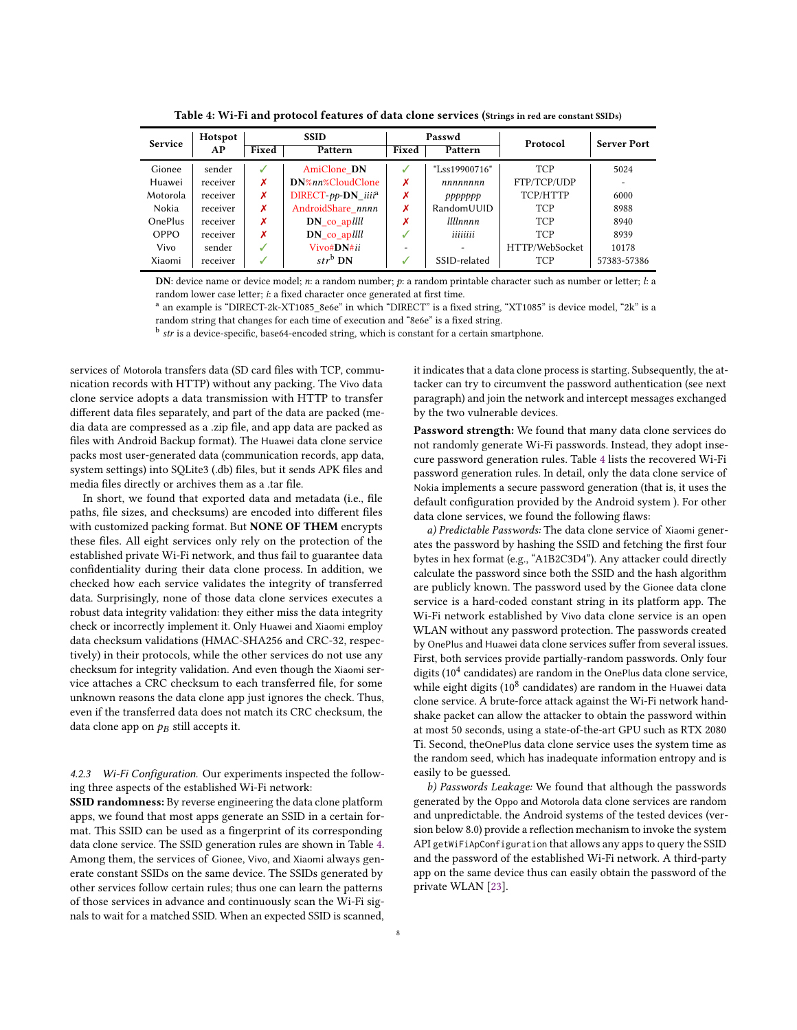Table 4: Wi-Fi and protocol features of data clone services (Strings in red are constant SSIDs)

| Service | Hotspot AP | SSID |  | Passwd |  | Protocol | Server Port |
|---|---|---|---|---|---|---|---|
|  |  | Fixed | Pattern | Fixed | Pattern |  |  |
| Gionee | sender | ✓ | AmiClone_**DN** | ✓ | "Lss19900716" | TCP | 5024 |
| Huawei | receiver | ✗ | **DN**%*nn*%CloudClone | ✗ | *nnnnnnnn* | FTP/TCP/UDP | - |
| Motorola | receiver | ✗ | DIRECT-*pp*-**DN**_*iiii*[a] | ✗ | *ppppppp* | TCP/HTTP | 6000 |
| Nokia | receiver | ✗ | AndroidShare_*nnnn* | ✗ | RandomUUID | TCP | 8988 |
| OnePlus | receiver | ✗ | **DN**_co_ap*llll* | ✗ | *llllnnnn* | TCP | 8940 |
| OPPO | receiver | ✗ | **DN**_co_ap*llll* | ✓ | *iiiiiiii* | TCP | 8939 |
| Vivo | sender | ✓ | Vivo#**DN**#*ii* | - | - | HTTP/WebSocket | 10178 |
| Xiaomi | receiver | ✓ | *str*[b] **DN** | ✓ | SSID-related | TCP | 57383-57386 |

**DN**: device name or device model; *n*: a random number; *p*: a random printable character such as number or letter; *l*: a random lower case letter; *i*: a fixed character once generated at first time.
[a] an example is "DIRECT-2k-XT1085_8e6e" in which "DIRECT" is a fixed string, "XT1085" is device model, "2k" is a random string that changes for each time of execution and "8e6e" is a fixed string.
[b] *str* is a device-specific, base64-encoded string, which is constant for a certain smartphone.

services of Motorola transfers data (SD card files with TCP, communication records with HTTP) without any packing. The Vivo data clone service adopts a data transmission with HTTP to transfer different data files separately, and part of the data are packed (media data are compressed as a .zip file, and app data are packed as files with Android Backup format). The Huawei data clone service packs most user-generated data (communication records, app data, system settings) into SQLite3 (.db) files, but it sends APK files and media files directly or archives them as a .tar file.

In short, we found that exported data and metadata (i.e., file paths, file sizes, and checksums) are encoded into different files with customized packing format. But **NONE OF THEM** encrypts these files. All eight services only rely on the protection of the established private Wi-Fi network, and thus fail to guarantee data confidentiality during their data clone process. In addition, we checked how each service validates the integrity of transferred data. Surprisingly, none of those data clone services executes a robust data integrity validation: they either miss the data integrity check or incorrectly implement it. Only Huawei and Xiaomi employ data checksum validations (HMAC-SHA256 and CRC-32, respectively) in their protocols, while the other services do not use any checksum for integrity validation. And even though the Xiaomi service attaches a CRC checksum to each transferred file, for some unknown reasons the data clone app just ignores the check. Thus, even if the transferred data does not match its CRC checksum, the data clone app on $p_B$ still accepts it.

#### 4.2.3 *Wi-Fi Configuration.*

Our experiments inspected the following three aspects of the established Wi-Fi network:

**SSID randomness:** By reverse engineering the data clone platform apps, we found that most apps generate an SSID in a certain format. This SSID can be used as a fingerprint of its corresponding data clone service. The SSID generation rules are shown in Table 4. Among them, the services of Gionee, Vivo, and Xiaomi always generate constant SSIDs on the same device. The SSIDs generated by other services follow certain rules; thus one can learn the patterns of those services in advance and continuously scan the Wi-Fi signals to wait for a matched SSID. When an expected SSID is scanned, it indicates that a data clone process is starting. Subsequently, the attacker can try to circumvent the password authentication (see next paragraph) and join the network and intercept messages exchanged by the two vulnerable devices.

**Password strength:** We found that many data clone services do not randomly generate Wi-Fi passwords. Instead, they adopt insecure password generation rules. Table 4 lists the recovered Wi-Fi password generation rules. In detail, only the data clone service of Nokia implements a secure password generation (that is, it uses the default configuration provided by the Android system ). For other data clone services, we found the following flaws:

*a) Predictable Passwords:* The data clone service of Xiaomi generates the password by hashing the SSID and fetching the first four bytes in hex format (e.g., "A1B2C3D4"). Any attacker could directly calculate the password since both the SSID and the hash algorithm are publicly known. The password used by the Gionee data clone service is a hard-coded constant string in its platform app. The Wi-Fi network established by Vivo data clone service is an open WLAN without any password protection. The passwords created by OnePlus and Huawei data clone services suffer from several issues. First, both services provide partially-random passwords. Only four digits ($10^4$ candidates) are random in the OnePlus data clone service, while eight digits ($10^8$ candidates) are random in the Huawei data clone service. A brute-force attack against the Wi-Fi network handshake packet can allow the attacker to obtain the password within at most 50 seconds, using a state-of-the-art GPU such as RTX 2080 Ti. Second, theOnePlus data clone service uses the system time as the random seed, which has inadequate information entropy and is easily to be guessed.

*b) Passwords Leakage:* We found that although the passwords generated by the Oppo and Motorola data clone services are random and unpredictable. the Android systems of the tested devices (version below 8.0) provide a reflection mechanism to invoke the system API `getWiFiApConfiguration` that allows any apps to query the SSID and the password of the established Wi-Fi network. A third-party app on the same device thus can easily obtain the password of the private WLAN [23].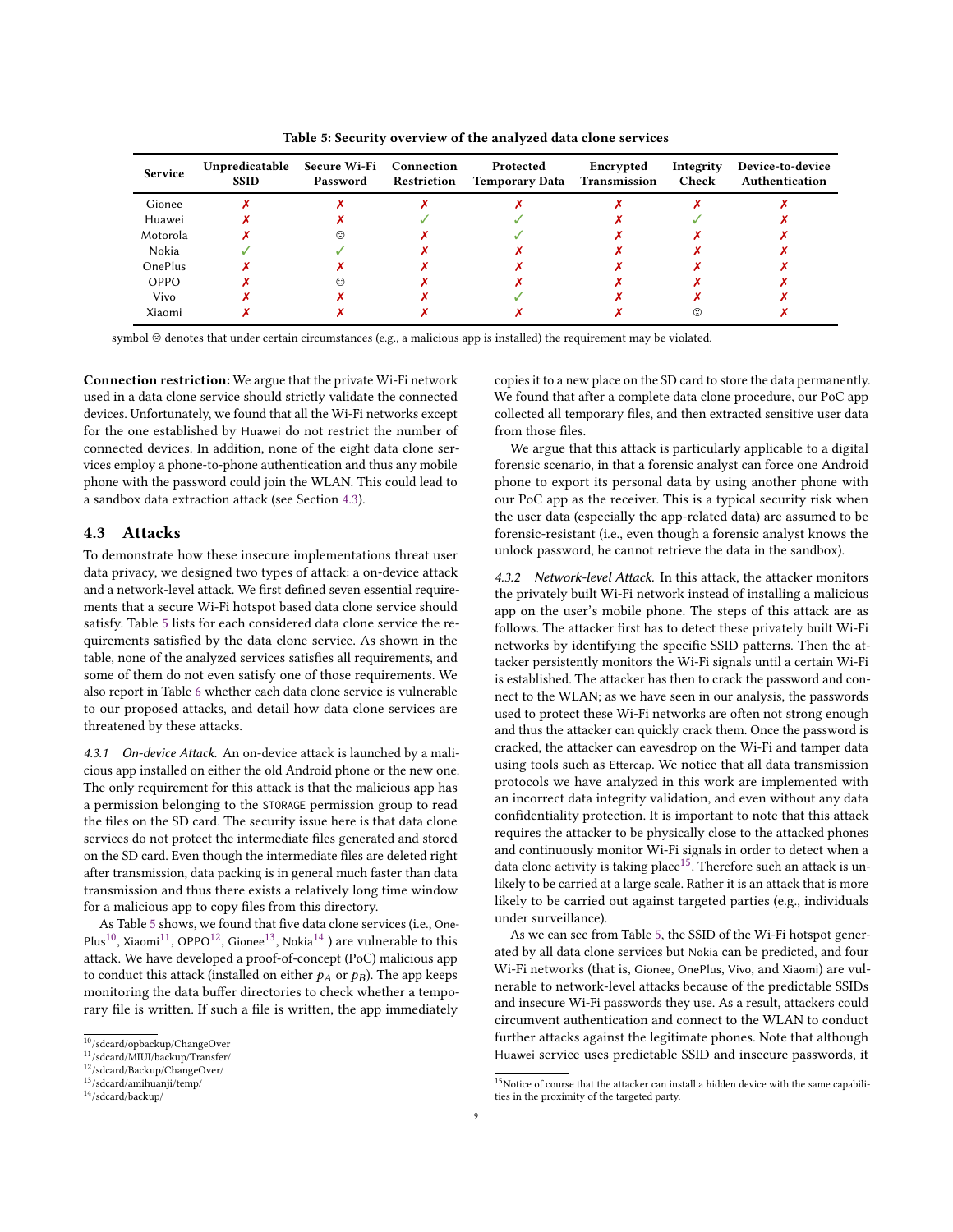Table 5: Security overview of the analyzed data clone services

| Service | Unpredicatable SSID | Secure Wi-Fi Password | Connection Restriction | Protected Temporary Data | Encrypted Transmission | Integrity Check | Device-to-device Authentication |
| --- | --- | --- | --- | --- | --- | --- | --- |
| Gionee | ✗ | ✗ | ✗ | ✗ | ✗ | ✗ | ✗ |
| Huawei | ✗ | ✗ | ✓ | ✓ | ✗ | ✓ | ✗ |
| Motorola | ✗ | ☹ | ✗ | ✓ | ✗ | ✗ | ✗ |
| Nokia | ✓ | ✓ | ✗ | ✗ | ✗ | ✗ | ✗ |
| OnePlus | ✗ | ✗ | ✗ | ✗ | ✗ | ✗ | ✗ |
| OPPO | ✗ | ☹ | ✗ | ✗ | ✗ | ✗ | ✗ |
| Vivo | ✗ | ✗ | ✗ | ✓ | ✗ | ✗ | ✗ |
| Xiaomi | ✗ | ✗ | ✗ | ✗ | ✗ | ☹ | ✗ |

symbol ☹ denotes that under certain circumstances (e.g., a malicious app is installed) the requirement may be violated.

**Connection restriction:** We argue that the private Wi-Fi network used in a data clone service should strictly validate the connected devices. Unfortunately, we found that all the Wi-Fi networks except for the one established by Huawei do not restrict the number of connected devices. In addition, none of the eight data clone services employ a phone-to-phone authentication and thus any mobile phone with the password could join the WLAN. This could lead to a sandbox data extraction attack (see Section 4.3).

### 4.3 Attacks

To demonstrate how these insecure implementations threat user data privacy, we designed two types of attack: a on-device attack and a network-level attack. We first defined seven essential requirements that a secure Wi-Fi hotspot based data clone service should satisfy. Table 5 lists for each considered data clone service the requirements satisfied by the data clone service. As shown in the table, none of the analyzed services satisfies all requirements, and some of them do not even satisfy one of those requirements. We also report in Table 6 whether each data clone service is vulnerable to our proposed attacks, and detail how data clone services are threatened by these attacks.

*4.3.1 On-device Attack.* An on-device attack is launched by a malicious app installed on either the old Android phone or the new one. The only requirement for this attack is that the malicious app has a permission belonging to the STORAGE permission group to read the files on the SD card. The security issue here is that data clone services do not protect the intermediate files generated and stored on the SD card. Even though the intermediate files are deleted right after transmission, data packing is in general much faster than data transmission and thus there exists a relatively long time window for a malicious app to copy files from this directory.

As Table 5 shows, we found that five data clone services (i.e., OnePlus[10], Xiaomi[11], OPPO[12], Gionee[13], Nokia[14] ) are vulnerable to this attack. We have developed a proof-of-concept (PoC) malicious app to conduct this attack (installed on either $p_A$ or $p_B$). The app keeps monitoring the data buffer directories to check whether a temporary file is written. If such a file is written, the app immediately copies it to a new place on the SD card to store the data permanently. We found that after a complete data clone procedure, our PoC app collected all temporary files, and then extracted sensitive user data from those files.

We argue that this attack is particularly applicable to a digital forensic scenario, in that a forensic analyst can force one Android phone to export its personal data by using another phone with our PoC app as the receiver. This is a typical security risk when the user data (especially the app-related data) are assumed to be forensic-resistant (i.e., even though a forensic analyst knows the unlock password, he cannot retrieve the data in the sandbox).

*4.3.2 Network-level Attack.* In this attack, the attacker monitors the privately built Wi-Fi network instead of installing a malicious app on the user's mobile phone. The steps of this attack are as follows. The attacker first has to detect these privately built Wi-Fi networks by identifying the specific SSID patterns. Then the attacker persistently monitors the Wi-Fi signals until a certain Wi-Fi is established. The attacker has then to crack the password and connect to the WLAN; as we have seen in our analysis, the passwords used to protect these Wi-Fi networks are often not strong enough and thus the attacker can quickly crack them. Once the password is cracked, the attacker can eavesdrop on the Wi-Fi and tamper data using tools such as Ettercap. We notice that all data transmission protocols we have analyzed in this work are implemented with an incorrect data integrity validation, and even without any data confidentiality protection. It is important to note that this attack requires the attacker to be physically close to the attacked phones and continuously monitor Wi-Fi signals in order to detect when a data clone activity is taking place[15]. Therefore such an attack is unlikely to be carried at a large scale. Rather it is an attack that is more likely to be carried out against targeted parties (e.g., individuals under surveillance).

As we can see from Table 5, the SSID of the Wi-Fi hotspot generated by all data clone services but Nokia can be predicted, and four Wi-Fi networks (that is, Gionee, OnePlus, Vivo, and Xiaomi) are vulnerable to network-level attacks because of the predictable SSIDs and insecure Wi-Fi passwords they use. As a result, attackers could circumvent authentication and connect to the WLAN to conduct further attacks against the legitimate phones. Note that although Huawei service uses predictable SSID and insecure passwords, it

---

[10] /sdcard/opbackup/ChangeOver

[11] /sdcard/MIUI/backup/Transfer/

[12] /sdcard/Backup/ChangeOver/

[13] /sdcard/amihuanji/temp/

[14] /sdcard/backup/

[15] Notice of course that the attacker can install a hidden device with the same capabilities in the proximity of the targeted party.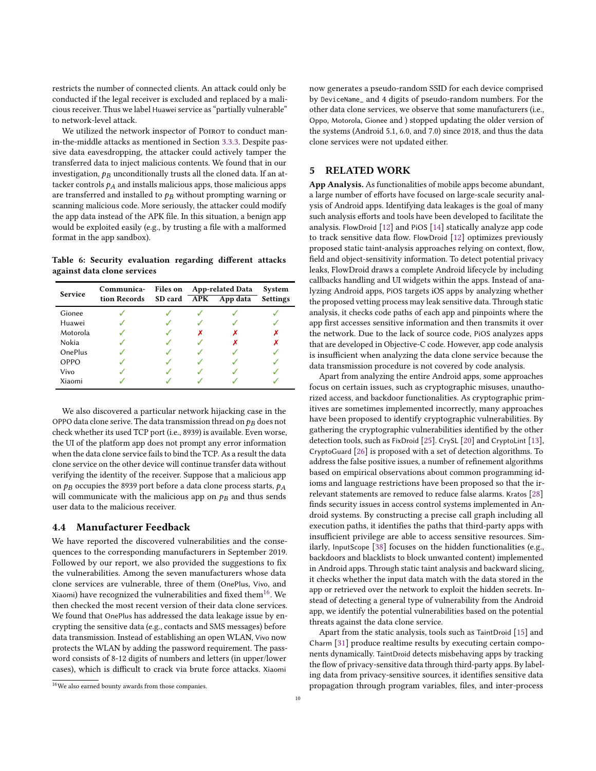restricts the number of connected clients. An attack could only be conducted if the legal receiver is excluded and replaced by a malicious receiver. Thus we label Huawei service as "partially vulnerable" to network-level attack.

We utilized the network inspector of Poirot to conduct man-in-the-middle attacks as mentioned in Section 3.3.3. Despite passive data eavesdropping, the attacker could actively tamper the transferred data to inject malicious contents. We found that in our investigation, $p_B$ unconditionally trusts all the cloned data. If an attacker controls $p_A$ and installs malicious apps, those malicious apps are transferred and installed to $p_B$ without prompting warning or scanning malicious code. More seriously, the attacker could modify the app data instead of the APK file. In this situation, a benign app would be exploited easily (e.g., by trusting a file with a malformed format in the app sandbox).

**Table 6: Security evaluation regarding different attacks against data clone services**

| Service | Communication Records | Files on SD card | App-related Data | | System Settings |
|---|---|---|---|---|---|
| | | | APK | App data | |
| Gionee | ✓ | ✓ | ✓ | ✓ | ✓ |
| Huawei | ✓ | ✓ | ✓ | ✓ | ✓ |
| Motorola | ✓ | ✓ | ✗ | ✗ | ✗ |
| Nokia | ✓ | ✓ | ✓ | ✗ | ✗ |
| OnePlus | ✓ | ✓ | ✓ | ✓ | ✓ |
| OPPO | ✓ | ✓ | ✓ | ✓ | ✓ |
| Vivo | ✓ | ✓ | ✓ | ✓ | ✓ |
| Xiaomi | ✓ | ✓ | ✓ | ✓ | ✓ |

We also discovered a particular network hijacking case in the OPPO data clone serive. The data transmission thread on $p_B$ does not check whether its used TCP port (i.e., 8939) is available. Even worse, the UI of the platform app does not prompt any error information when the data clone service fails to bind the TCP. As a result the data clone service on the other device will continue transfer data without verifying the identity of the receiver. Suppose that a malicious app on $p_B$ occupies the 8939 port before a data clone process starts, $p_A$ will communicate with the malicious app on $p_B$ and thus sends user data to the malicious receiver.

### 4.4 Manufacturer Feedback

We have reported the discovered vulnerabilities and the consequences to the corresponding manufacturers in September 2019. Followed by our report, we also provided the suggestions to fix the vulnerabilities. Among the seven manufacturers whose data clone services are vulnerable, three of them (OnePlus, Vivo, and Xiaomi) have recognized the vulnerabilities and fixed them[16]. We then checked the most recent version of their data clone services. We found that OnePlus has addressed the data leakage issue by encrypting the sensitive data (e.g., contacts and SMS messages) before data transmission. Instead of establishing an open WLAN, Vivo now protects the WLAN by adding the password requirement. The password consists of 8-12 digits of numbers and letters (in upper/lower cases), which is difficult to crack via brute force attacks. Xiaomi now generates a pseudo-random SSID for each device comprised by DeviceName_ and 4 digits of pseudo-random numbers. For the other data clone services, we observe that some manufacturers (i.e., Oppo, Motorola, Gionee and ) stopped updating the older version of the systems (Android 5.1, 6.0, and 7.0) since 2018, and thus the data clone services were not updated either.

[16] We also earned bounty awards from those companies.

## 5 RELATED WORK

**App Analysis.** As functionalities of mobile apps become abundant, a large number of efforts have focused on large-scale security analysis of Android apps. Identifying data leakages is the goal of many such analysis efforts and tools have been developed to facilitate the analysis. FlowDroid [12] and PiOS [14] statically analyze app code to track sensitive data flow. FlowDroid [12] optimizes previously proposed static taint-analysis approaches relying on context, flow, field and object-sensitivity information. To detect potential privacy leaks, FlowDroid draws a complete Android lifecycle by including callbacks handling and UI widgets within the apps. Instead of analyzing Android apps, PiOS targets iOS apps by analyzing whether the proposed vetting process may leak sensitive data. Through static analysis, it checks code paths of each app and pinpoints where the app first accesses sensitive information and then transmits it over the network. Due to the lack of source code, PiOS analyzes apps that are developed in Objective-C code. However, app code analysis is insufficient when analyzing the data clone service because the data transmission procedure is not covered by code analysis.

Apart from analyzing the entire Android apps, some approaches focus on certain issues, such as cryptographic misuses, unauthorized access, and backdoor functionalities. As cryptographic primitives are sometimes implemented incorrectly, many approaches have been proposed to identify cryptographic vulnerabilities. By gathering the cryptographic vulnerabilities identified by the other detection tools, such as FixDroid [25]. CrySL [20] and CryptoLint [13], CryptoGuard [26] is proposed with a set of detection algorithms. To address the false positive issues, a number of refinement algorithms based on empirical observations about common programming idioms and language restrictions have been proposed so that the irrelevant statements are removed to reduce false alarms. Kratos [28] finds security issues in access control systems implemented in Android systems. By constructing a precise call graph including all execution paths, it identifies the paths that third-party apps with insufficient privilege are able to access sensitive resources. Similarly, InputScope [38] focuses on the hidden functionalities (e.g., backdoors and blacklists to block unwanted content) implemented in Android apps. Through static taint analysis and backward slicing, it checks whether the input data match with the data stored in the app or retrieved over the network to exploit the hidden secrets. Instead of detecting a general type of vulnerability from the Android app, we identify the potential vulnerabilities based on the potential threats against the data clone service.

Apart from the static analysis, tools such as TaintDroid [15] and Charm [31] produce realtime results by executing certain components dynamically. TaintDroid detects misbehaving apps by tracking the flow of privacy-sensitive data through third-party apps. By labeling data from privacy-sensitive sources, it identifies sensitive data propagation through program variables, files, and inter-process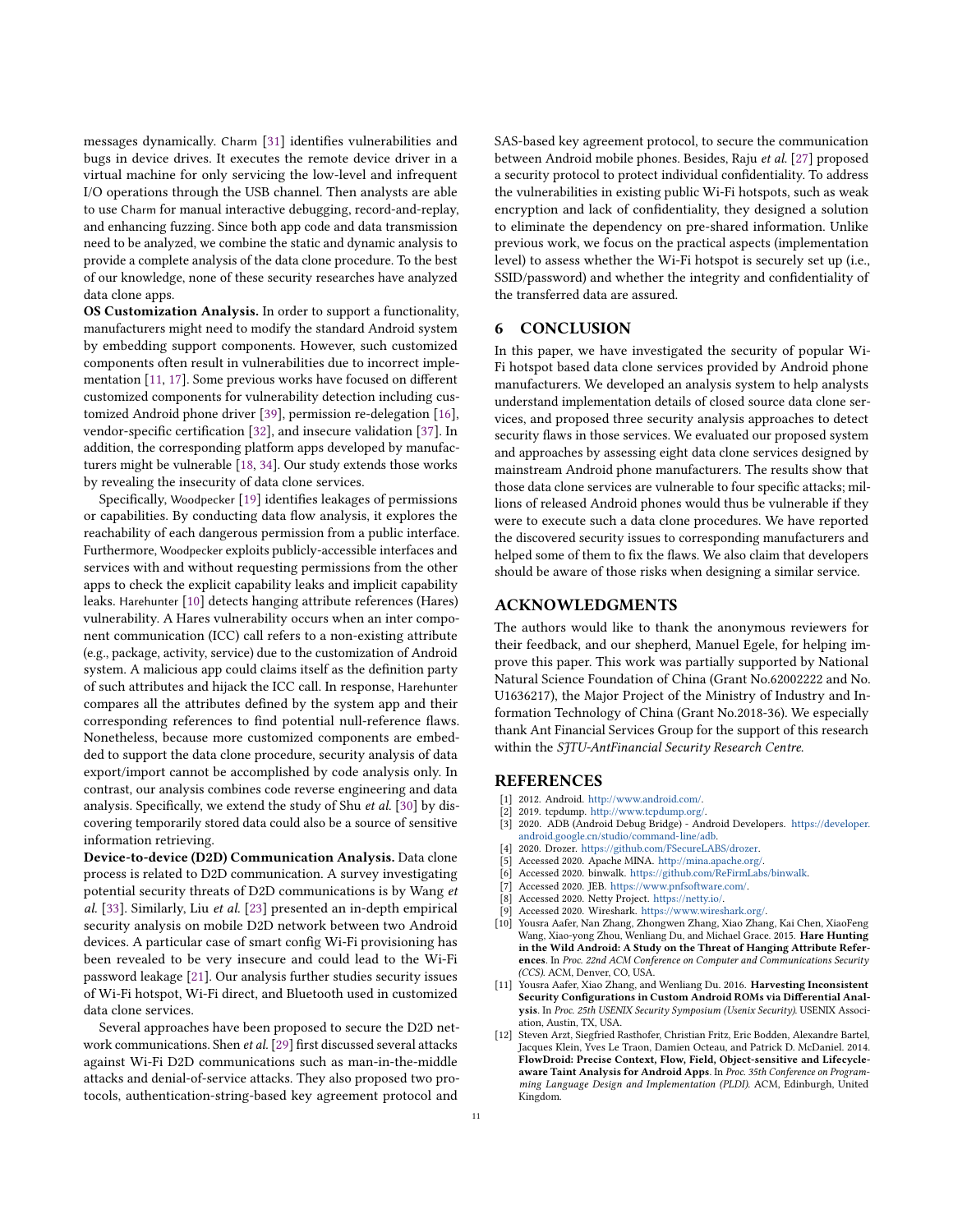messages dynamically. Charm [31] identifies vulnerabilities and bugs in device drives. It executes the remote device driver in a virtual machine for only servicing the low-level and infrequent I/O operations through the USB channel. Then analysts are able to use Charm for manual interactive debugging, record-and-replay, and enhancing fuzzing. Since both app code and data transmission need to be analyzed, we combine the static and dynamic analysis to provide a complete analysis of the data clone procedure. To the best of our knowledge, none of these security researches have analyzed data clone apps.

**OS Customization Analysis.** In order to support a functionality, manufacturers might need to modify the standard Android system by embedding support components. However, such customized components often result in vulnerabilities due to incorrect implementation [11, 17]. Some previous works have focused on different customized components for vulnerability detection including customized Android phone driver [39], permission re-delegation [16], vendor-specific certification [32], and insecure validation [37]. In addition, the corresponding platform apps developed by manufacturers might be vulnerable [18, 34]. Our study extends those works by revealing the insecurity of data clone services.

Specifically, Woodpecker [19] identifies leakages of permissions or capabilities. By conducting data flow analysis, it explores the reachability of each dangerous permission from a public interface. Furthermore, Woodpecker exploits publicly-accessible interfaces and services with and without requesting permissions from the other apps to check the explicit capability leaks and implicit capability leaks. Harehunter [10] detects hanging attribute references (Hares) vulnerability. A Hares vulnerability occurs when an inter component communication (ICC) call refers to a non-existing attribute (e.g., package, activity, service) due to the customization of Android system. A malicious app could claims itself as the definition party of such attributes and hijack the ICC call. In response, Harehunter compares all the attributes defined by the system app and their corresponding references to find potential null-reference flaws. Nonetheless, because more customized components are embedded to support the data clone procedure, security analysis of data export/import cannot be accomplished by code analysis only. In contrast, our analysis combines code reverse engineering and data analysis. Specifically, we extend the study of Shu *et al.* [30] by discovering temporarily stored data could also be a source of sensitive information retrieving.

**Device-to-device (D2D) Communication Analysis.** Data clone process is related to D2D communication. A survey investigating potential security threats of D2D communications is by Wang *et al.* [33]. Similarly, Liu *et al.* [23] presented an in-depth empirical security analysis on mobile D2D network between two Android devices. A particular case of smart config Wi-Fi provisioning has been revealed to be very insecure and could lead to the Wi-Fi password leakage [21]. Our analysis further studies security issues of Wi-Fi hotspot, Wi-Fi direct, and Bluetooth used in customized data clone services.

Several approaches have been proposed to secure the D2D network communications. Shen *et al.* [29] first discussed several attacks against Wi-Fi D2D communications such as man-in-the-middle attacks and denial-of-service attacks. They also proposed two protocols, authentication-string-based key agreement protocol and SAS-based key agreement protocol, to secure the communication between Android mobile phones. Besides, Raju *et al.* [27] proposed a security protocol to protect individual confidentiality. To address the vulnerabilities in existing public Wi-Fi hotspots, such as weak encryption and lack of confidentiality, they designed a solution to eliminate the dependency on pre-shared information. Unlike previous work, we focus on the practical aspects (implementation level) to assess whether the Wi-Fi hotspot is securely set up (i.e., SSID/password) and whether the integrity and confidentiality of the transferred data are assured.

## 6 CONCLUSION

In this paper, we have investigated the security of popular Wi-Fi hotspot based data clone services provided by Android phone manufacturers. We developed an analysis system to help analysts understand implementation details of closed source data clone services, and proposed three security analysis approaches to detect security flaws in those services. We evaluated our proposed system and approaches by assessing eight data clone services designed by mainstream Android phone manufacturers. The results show that those data clone services are vulnerable to four specific attacks; millions of released Android phones would thus be vulnerable if they were to execute such a data clone procedures. We have reported the discovered security issues to corresponding manufacturers and helped some of them to fix the flaws. We also claim that developers should be aware of those risks when designing a similar service.

## ACKNOWLEDGMENTS

The authors would like to thank the anonymous reviewers for their feedback, and our shepherd, Manuel Egele, for helping improve this paper. This work was partially supported by National Natural Science Foundation of China (Grant No.62002222 and No. U1636217), the Major Project of the Ministry of Industry and Information Technology of China (Grant No.2018-36). We especially thank Ant Financial Services Group for the support of this research within the *SJTU-AntFinancial Security Research Centre*.

## REFERENCES

[1] 2012. Android. http://www.android.com/.
[2] 2019. tcpdump. http://www.tcpdump.org/.
[3] 2020. ADB (Android Debug Bridge) - Android Developers. https://developer.android.google.cn/studio/command-line/adb.
[4] 2020. Drozer. https://github.com/FSecureLABS/drozer.
[5] Accessed 2020. Apache MINA. http://mina.apache.org/.
[6] Accessed 2020. binwalk. https://github.com/ReFirmLabs/binwalk.
[7] Accessed 2020. JEB. https://www.pnfsoftware.com/.
[8] Accessed 2020. Netty Project. https://netty.io/.
[9] Accessed 2020. Wireshark. https://www.wireshark.org/.
[10] Yousra Aafer, Nan Zhang, Zhongwen Zhang, Xiao Zhang, Kai Chen, XiaoFeng Wang, Xiao-yong Zhou, Wenliang Du, and Michael Grace. 2015. **Hare Hunting in the Wild Android: A Study on the Threat of Hanging Attribute References**. In *Proc. 22nd ACM Conference on Computer and Communications Security (CCS)*. ACM, Denver, CO, USA.
[11] Yousra Aafer, Xiao Zhang, and Wenliang Du. 2016. **Harvesting Inconsistent Security Configurations in Custom Android ROMs via Differential Analysis**. In *Proc. 25th USENIX Security Symposium (Usenix Security)*. USENIX Association, Austin, TX, USA.
[12] Steven Arzt, Siegfried Rasthofer, Christian Fritz, Eric Bodden, Alexandre Bartel, Jacques Klein, Yves Le Traon, Damien Octeau, and Patrick D. McDaniel. 2014. **FlowDroid: Precise Context, Flow, Field, Object-sensitive and Lifecycle-aware Taint Analysis for Android Apps**. In *Proc. 35th Conference on Programming Language Design and Implementation (PLDI)*. ACM, Edinburgh, United Kingdom.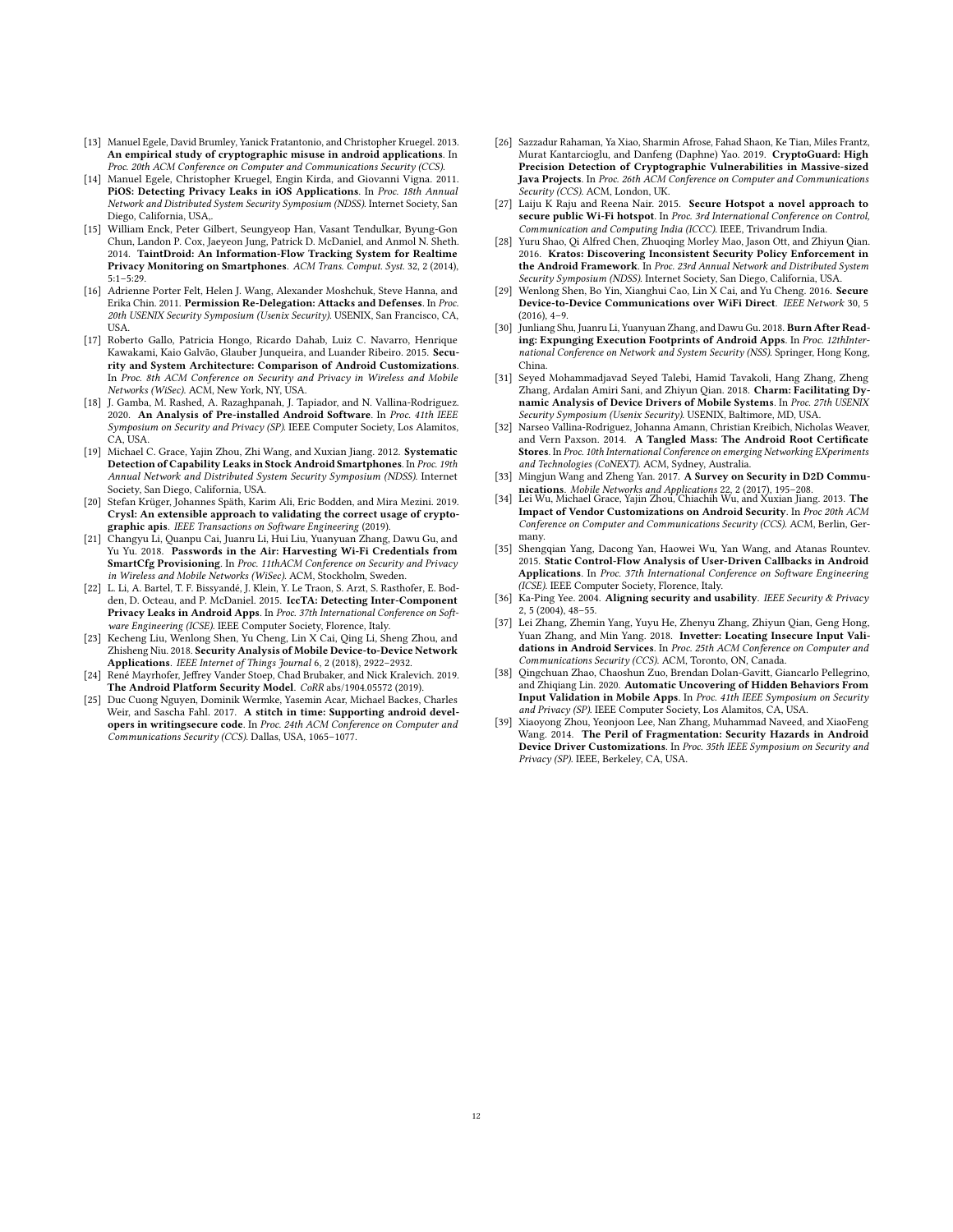[13] Manuel Egele, David Brumley, Yanick Fratantonio, and Christopher Kruegel. 2013. **An empirical study of cryptographic misuse in android applications**. In *Proc. 20th ACM Conference on Computer and Communications Security (CCS)*.

[14] Manuel Egele, Christopher Kruegel, Engin Kirda, and Giovanni Vigna. 2011. **PiOS: Detecting Privacy Leaks in iOS Applications**. In *Proc. 18th Annual Network and Distributed System Security Symposium (NDSS)*. Internet Society, San Diego, California, USA,.

[15] William Enck, Peter Gilbert, Seungyeop Han, Vasant Tendulkar, Byung-Gon Chun, Landon P. Cox, Jaeyeon Jung, Patrick D. McDaniel, and Anmol N. Sheth. 2014. **TaintDroid: An Information-Flow Tracking System for Realtime Privacy Monitoring on Smartphones**. *ACM Trans. Comput. Syst.* 32, 2 (2014), 5:1–5:29.

[16] Adrienne Porter Felt, Helen J. Wang, Alexander Moshchuk, Steve Hanna, and Erika Chin. 2011. **Permission Re-Delegation: Attacks and Defenses**. In *Proc. 20th USENIX Security Symposium (Usenix Security)*. USENIX, San Francisco, CA, USA.

[17] Roberto Gallo, Patricia Hongo, Ricardo Dahab, Luiz C. Navarro, Henrique Kawakami, Kaio Galvão, Glauber Junqueira, and Luander Ribeiro. 2015. **Security and System Architecture: Comparison of Android Customizations**. In *Proc. 8th ACM Conference on Security and Privacy in Wireless and Mobile Networks (WiSec)*. ACM, New York, NY, USA.

[18] J. Gamba, M. Rashed, A. Razaghpanah, J. Tapiador, and N. Vallina-Rodriguez. 2020. **An Analysis of Pre-installed Android Software**. In *Proc. 41th IEEE Symposium on Security and Privacy (SP)*. IEEE Computer Society, Los Alamitos, CA, USA.

[19] Michael C. Grace, Yajin Zhou, Zhi Wang, and Xuxian Jiang. 2012. **Systematic Detection of Capability Leaks in Stock Android Smartphones**. In *Proc. 19th Annual Network and Distributed System Security Symposium (NDSS)*. Internet Society, San Diego, California, USA.

[20] Stefan Krüger, Johannes Späth, Karim Ali, Eric Bodden, and Mira Mezini. 2019. **Crysl: An extensible approach to validating the correct usage of cryptographic apis**. *IEEE Transactions on Software Engineering* (2019).

[21] Changyu Li, Quanpu Cai, Juanru Li, Hui Liu, Yuanyuan Zhang, Dawu Gu, and Yu Yu. 2018. **Passwords in the Air: Harvesting Wi-Fi Credentials from SmartCfg Provisioning**. In *Proc. 11thACM Conference on Security and Privacy in Wireless and Mobile Networks (WiSec)*. ACM, Stockholm, Sweden.

[22] L. Li, A. Bartel, T. F. Bissyandé, J. Klein, Y. Le Traon, S. Arzt, S. Rasthofer, E. Bodden, D. Octeau, and P. McDaniel. 2015. **IccTA: Detecting Inter-Component Privacy Leaks in Android Apps**. In *Proc. 37th International Conference on Software Engineering (ICSE)*. IEEE Computer Society, Florence, Italy.

[23] Kecheng Liu, Wenlong Shen, Yu Cheng, Lin X Cai, Qing Li, Sheng Zhou, and Zhisheng Niu. 2018. **Security Analysis of Mobile Device-to-Device Network Applications**. *IEEE Internet of Things Journal* 6, 2 (2018), 2922–2932.

[24] René Mayrhofer, Jeffrey Vander Stoep, Chad Brubaker, and Nick Kralevich. 2019. **The Android Platform Security Model**. *CoRR* abs/1904.05572 (2019).

[25] Duc Cuong Nguyen, Dominik Wermke, Yasemin Acar, Michael Backes, Charles Weir, and Sascha Fahl. 2017. **A stitch in time: Supporting android developers in writingsecure code**. In *Proc. 24th ACM Conference on Computer and Communications Security (CCS)*. Dallas, USA, 1065–1077.

[26] Sazzadur Rahaman, Ya Xiao, Sharmin Afrose, Fahad Shaon, Ke Tian, Miles Frantz, Murat Kantarcioglu, and Danfeng (Daphne) Yao. 2019. **CryptoGuard: High Precision Detection of Cryptographic Vulnerabilities in Massive-sized Java Projects**. In *Proc. 26th ACM Conference on Computer and Communications Security (CCS)*. ACM, London, UK.

[27] Laiju K Raju and Reena Nair. 2015. **Secure Hotspot a novel approach to secure public Wi-Fi hotspot**. In *Proc. 3rd International Conference on Control, Communication and Computing India (ICCC)*. IEEE, Trivandrum India.

[28] Yuru Shao, Qi Alfred Chen, Zhuoqing Morley Mao, Jason Ott, and Zhiyun Qian. 2016. **Kratos: Discovering Inconsistent Security Policy Enforcement in the Android Framework**. In *Proc. 23rd Annual Network and Distributed System Security Symposium (NDSS)*. Internet Society, San Diego, California, USA.

[29] Wenlong Shen, Bo Yin, Xianghui Cao, Lin X Cai, and Yu Cheng. 2016. **Secure Device-to-Device Communications over WiFi Direct**. *IEEE Network* 30, 5 (2016), 4–9.

[30] Junliang Shu, Juanru Li, Yuanyuan Zhang, and Dawu Gu. 2018. **Burn After Reading: Expunging Execution Footprints of Android Apps**. In *Proc. 12thInternational Conference on Network and System Security (NSS)*. Springer, Hong Kong, China.

[31] Seyed Mohammadjavad Seyed Talebi, Hamid Tavakoli, Hang Zhang, Zheng Zhang, Ardalan Amiri Sani, and Zhiyun Qian. 2018. **Charm: Facilitating Dynamic Analysis of Device Drivers of Mobile Systems**. In *Proc. 27th USENIX Security Symposium (Usenix Security)*. USENIX, Baltimore, MD, USA.

[32] Narseo Vallina-Rodriguez, Johanna Amann, Christian Kreibich, Nicholas Weaver, and Vern Paxson. 2014. **A Tangled Mass: The Android Root Certificate Stores**. In *Proc. 10th International Conference on emerging Networking EXperiments and Technologies (CoNEXT)*. ACM, Sydney, Australia.

[33] Mingjun Wang and Zheng Yan. 2017. **A Survey on Security in D2D Communications**. *Mobile Networks and Applications* 22, 2 (2017), 195–208.

[34] Lei Wu, Michael Grace, Yajin Zhou, Chiachih Wu, and Xuxian Jiang. 2013. **The Impact of Vendor Customizations on Android Security**. In *Proc. 20th ACM Conference on Computer and Communications Security (CCS)*. ACM, Berlin, Germany.

[35] Shengqian Yang, Dacong Yan, Haowei Wu, Yan Wang, and Atanas Rountev. 2015. **Static Control-Flow Analysis of User-Driven Callbacks in Android Applications**. In *Proc. 37th International Conference on Software Engineering (ICSE)*. IEEE Computer Society, Florence, Italy.

[36] Ka-Ping Yee. 2004. **Aligning security and usability**. *IEEE Security & Privacy* 2, 5 (2004), 48–55.

[37] Lei Zhang, Zhemin Yang, Yuyu He, Zhenyu Zhang, Zhiyun Qian, Geng Hong, Yuan Zhang, and Min Yang. 2018. **Invetter: Locating Insecure Input Validations in Android Services**. In *Proc. 25th ACM Conference on Computer and Communications Security (CCS)*. ACM, Toronto, ON, Canada.

[38] Qingchuan Zhao, Chaoshun Zuo, Brendan Dolan-Gavitt, Giancarlo Pellegrino, and Zhiqiang Lin. 2020. **Automatic Uncovering of Hidden Behaviors From Input Validation in Mobile Apps**. In *Proc. 41th IEEE Symposium on Security and Privacy (SP)*. IEEE Computer Society, Los Alamitos, CA, USA.

[39] Xiaoyong Zhou, Yeonjoon Lee, Nan Zhang, Muhammad Naveed, and XiaoFeng Wang. 2014. **The Peril of Fragmentation: Security Hazards in Android Device Driver Customizations**. In *Proc. 35th IEEE Symposium on Security and Privacy (SP)*. IEEE, Berkeley, CA, USA.